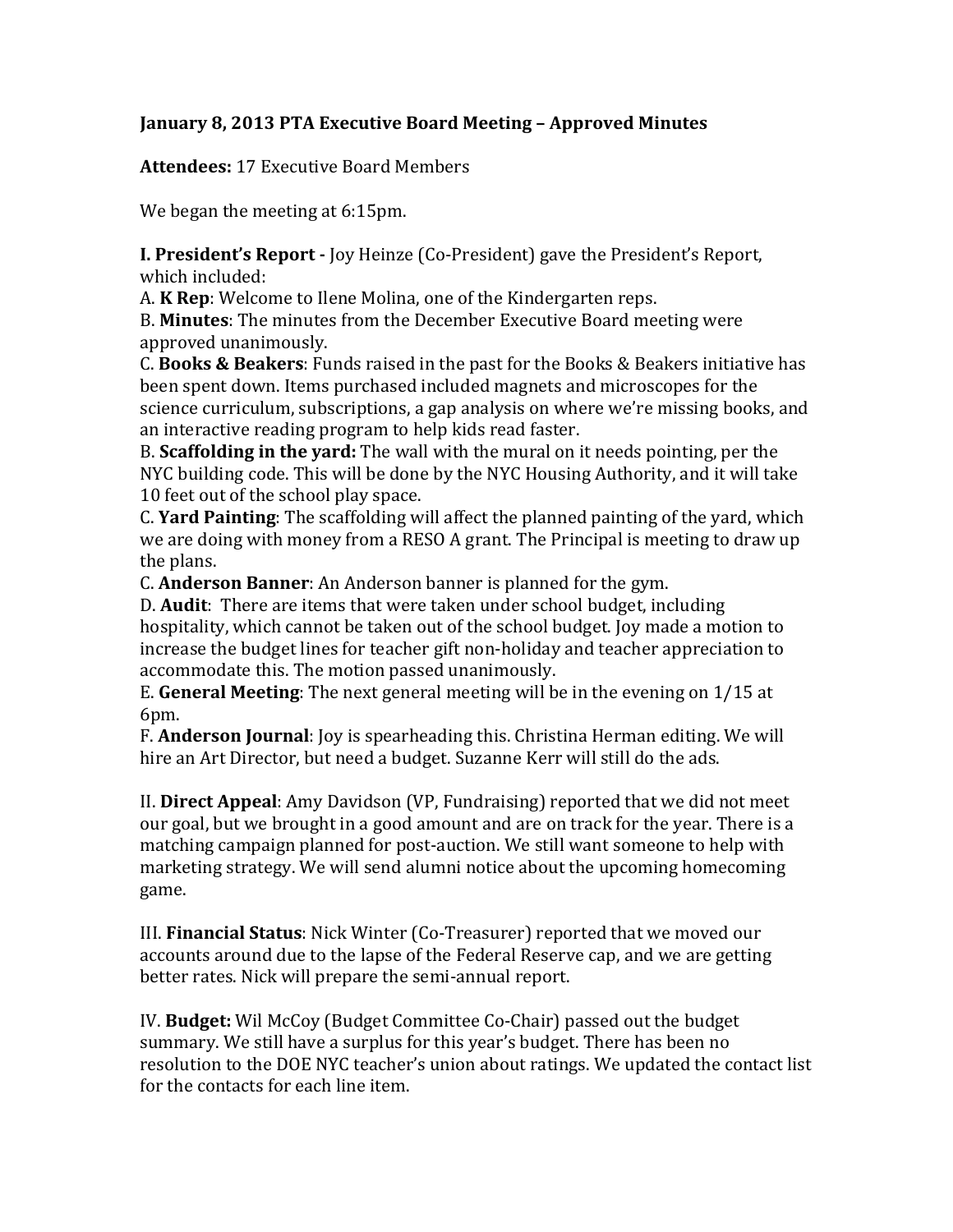**January 8, 2013 PTA Executive Board Meeting – Approved Minutes**

**Attendees:** 17 Executive Board Members

We began the meeting at 6:15pm.

**I. President's Report -** Joy Heinze (Co-President) gave the President's Report, which included:

A. **K Rep**: Welcome to Ilene Molina, one of the Kindergarten reps.

B. **Minutes**: The minutes from the December Executive Board meeting were approved unanimously.

C. **Books & Beakers**: Funds raised in the past for the Books & Beakers initiative has been spent down. Items purchased included magnets and microscopes for the science curriculum, subscriptions, a gap analysis on where we're missing books, and an interactive reading program to help kids read faster.

B. **Scaffolding in the yard:** The wall with the mural on it needs pointing, per the NYC building code. This will be done by the NYC Housing Authority, and it will take 10 feet out of the school play space.

C. **Yard Painting**: The scaffolding will affect the planned painting of the yard, which we are doing with money from a RESO A grant. The Principal is meeting to draw up the plans.

C. **Anderson Banner**: An Anderson banner is planned for the gym.

D. **Audit**: There are items that were taken under school budget, including hospitality, which cannot be taken out of the school budget. Joy made a motion to increase the budget lines for teacher gift non-holiday and teacher appreciation to accommodate this. The motion passed unanimously.

E. **General Meeting**: The next general meeting will be in the evening on 1/15 at 6pm.

F. **Anderson Journal**: Joy is spearheading this. Christina Herman editing. We will hire an Art Director, but need a budget. Suzanne Kerr will still do the ads.

II. **Direct Appeal**: Amy Davidson (VP, Fundraising) reported that we did not meet our goal, but we brought in a good amount and are on track for the year. There is a matching campaign planned for post-auction. We still want someone to help with marketing strategy. We will send alumni notice about the upcoming homecoming game.

III. **Financial Status**: Nick Winter (Co-Treasurer) reported that we moved our accounts around due to the lapse of the Federal Reserve cap, and we are getting better rates. Nick will prepare the semi-annual report.

IV. **Budget:** Wil McCoy (Budget Committee Co-Chair) passed out the budget summary. We still have a surplus for this year's budget. There has been no resolution to the DOE NYC teacher's union about ratings. We updated the contact list for the contacts for each line item.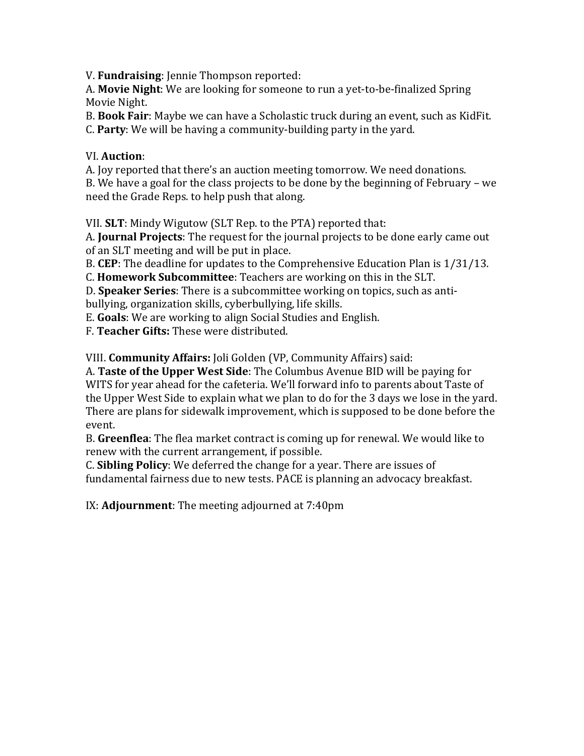V. **Fundraising**: Jennie Thompson reported:
A. **Movie Night**: We are looking for someone to run a yet-to-be-finalized Spring Movie Night.
B. **Book Fair**: Maybe we can have a Scholastic truck during an event, such as KidFit.
C. **Party**: We will be having a community-building party in the yard.

VI. **Auction**:
A. Joy reported that there's an auction meeting tomorrow. We need donations.
B. We have a goal for the class projects to be done by the beginning of February – we need the Grade Reps. to help push that along.

VII. **SLT**: Mindy Wigutow (SLT Rep. to the PTA) reported that:
A. **Journal Projects**: The request for the journal projects to be done early came out of an SLT meeting and will be put in place.
B. **CEP**: The deadline for updates to the Comprehensive Education Plan is 1/31/13.
C. **Homework Subcommittee**: Teachers are working on this in the SLT.
D. **Speaker Series**: There is a subcommittee working on topics, such as anti-bullying, organization skills, cyberbullying, life skills.
E. **Goals**: We are working to align Social Studies and English.
F. **Teacher Gifts:** These were distributed.

VIII. **Community Affairs:** Joli Golden (VP, Community Affairs) said:
A. **Taste of the Upper West Side**: The Columbus Avenue BID will be paying for WITS for year ahead for the cafeteria. We'll forward info to parents about Taste of the Upper West Side to explain what we plan to do for the 3 days we lose in the yard. There are plans for sidewalk improvement, which is supposed to be done before the event.
B. **Greenflea**: The flea market contract is coming up for renewal. We would like to renew with the current arrangement, if possible.
C. **Sibling Policy**: We deferred the change for a year. There are issues of fundamental fairness due to new tests. PACE is planning an advocacy breakfast.

IX: **Adjournment**: The meeting adjourned at 7:40pm